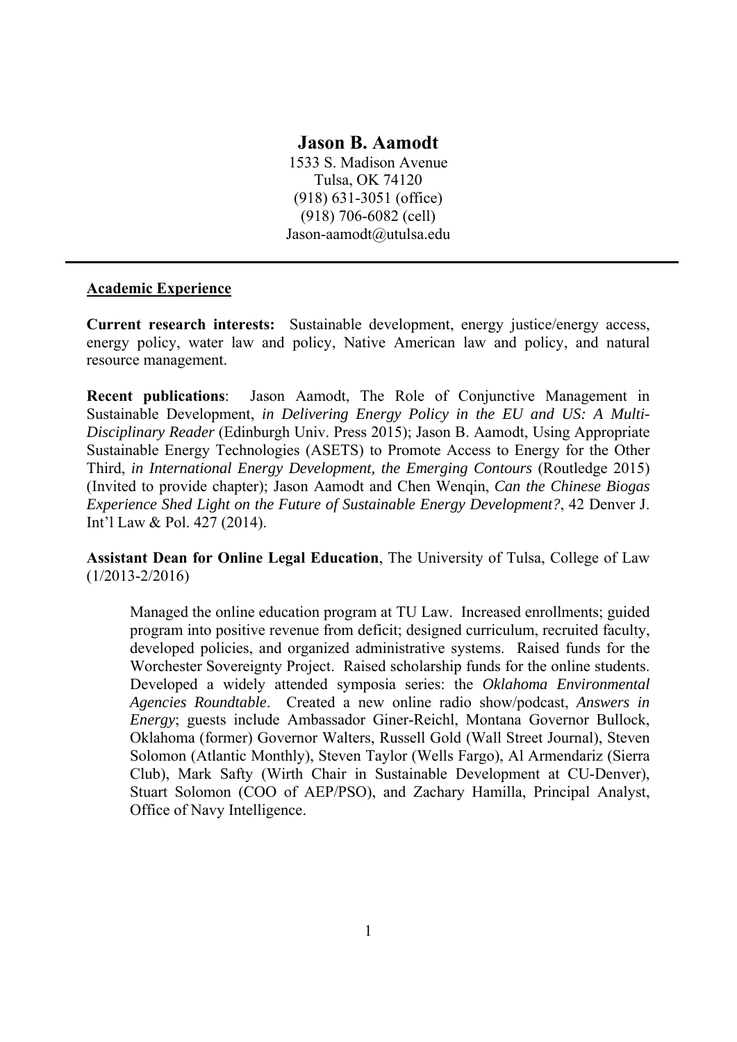# Jason B. Aamodt

1533 S. Madison Avenue
Tulsa, OK 74120
(918) 631-3051 (office)
(918) 706-6082 (cell)
Jason-aamodt@utulsa.edu

---

## Academic Experience

**Current research interests:** Sustainable development, energy justice/energy access, energy policy, water law and policy, Native American law and policy, and natural resource management.

**Recent publications**: Jason Aamodt, The Role of Conjunctive Management in Sustainable Development, *in Delivering Energy Policy in the EU and US: A Multi-Disciplinary Reader* (Edinburgh Univ. Press 2015); Jason B. Aamodt, Using Appropriate Sustainable Energy Technologies (ASETS) to Promote Access to Energy for the Other Third, *in International Energy Development, the Emerging Contours* (Routledge 2015) (Invited to provide chapter); Jason Aamodt and Chen Wenqin, *Can the Chinese Biogas Experience Shed Light on the Future of Sustainable Energy Development?*, 42 Denver J. Int'l Law & Pol. 427 (2014).

**Assistant Dean for Online Legal Education**, The University of Tulsa, College of Law (1/2013-2/2016)

> Managed the online education program at TU Law. Increased enrollments; guided program into positive revenue from deficit; designed curriculum, recruited faculty, developed policies, and organized administrative systems. Raised funds for the Worchester Sovereignty Project. Raised scholarship funds for the online students. Developed a widely attended symposia series: the *Oklahoma Environmental Agencies Roundtable*. Created a new online radio show/podcast, *Answers in Energy*; guests include Ambassador Giner-Reichl, Montana Governor Bullock, Oklahoma (former) Governor Walters, Russell Gold (Wall Street Journal), Steven Solomon (Atlantic Monthly), Steven Taylor (Wells Fargo), Al Armendariz (Sierra Club), Mark Safty (Wirth Chair in Sustainable Development at CU-Denver), Stuart Solomon (COO of AEP/PSO), and Zachary Hamilla, Principal Analyst, Office of Navy Intelligence.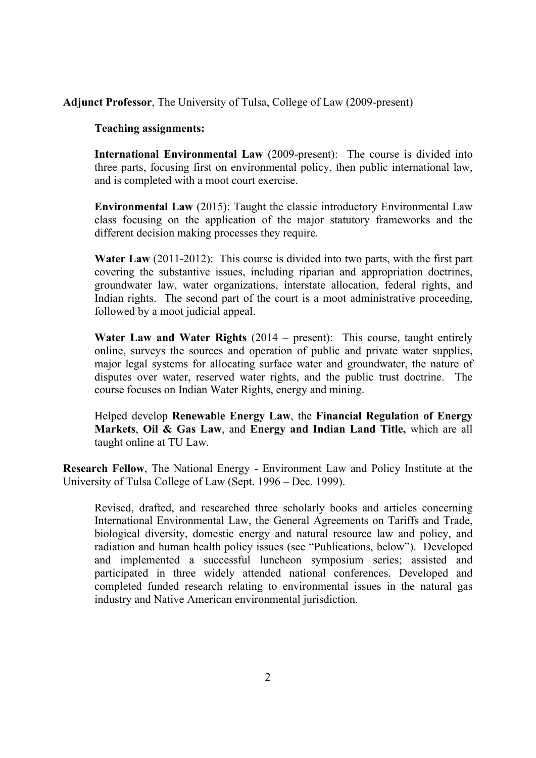**Adjunct Professor**, The University of Tulsa, College of Law (2009-present)

**Teaching assignments:**

**International Environmental Law** (2009-present): The course is divided into three parts, focusing first on environmental policy, then public international law, and is completed with a moot court exercise.

**Environmental Law** (2015): Taught the classic introductory Environmental Law class focusing on the application of the major statutory frameworks and the different decision making processes they require.

**Water Law** (2011-2012): This course is divided into two parts, with the first part covering the substantive issues, including riparian and appropriation doctrines, groundwater law, water organizations, interstate allocation, federal rights, and Indian rights. The second part of the court is a moot administrative proceeding, followed by a moot judicial appeal.

**Water Law and Water Rights** (2014 – present): This course, taught entirely online, surveys the sources and operation of public and private water supplies, major legal systems for allocating surface water and groundwater, the nature of disputes over water, reserved water rights, and the public trust doctrine. The course focuses on Indian Water Rights, energy and mining.

Helped develop **Renewable Energy Law**, the **Financial Regulation of Energy Markets**, **Oil & Gas Law**, and **Energy and Indian Land Title,** which are all taught online at TU Law.

**Research Fellow**, The National Energy - Environment Law and Policy Institute at the University of Tulsa College of Law (Sept. 1996 – Dec. 1999).

Revised, drafted, and researched three scholarly books and articles concerning International Environmental Law, the General Agreements on Tariffs and Trade, biological diversity, domestic energy and natural resource law and policy, and radiation and human health policy issues (see "Publications, below"). Developed and implemented a successful luncheon symposium series; assisted and participated in three widely attended national conferences. Developed and completed funded research relating to environmental issues in the natural gas industry and Native American environmental jurisdiction.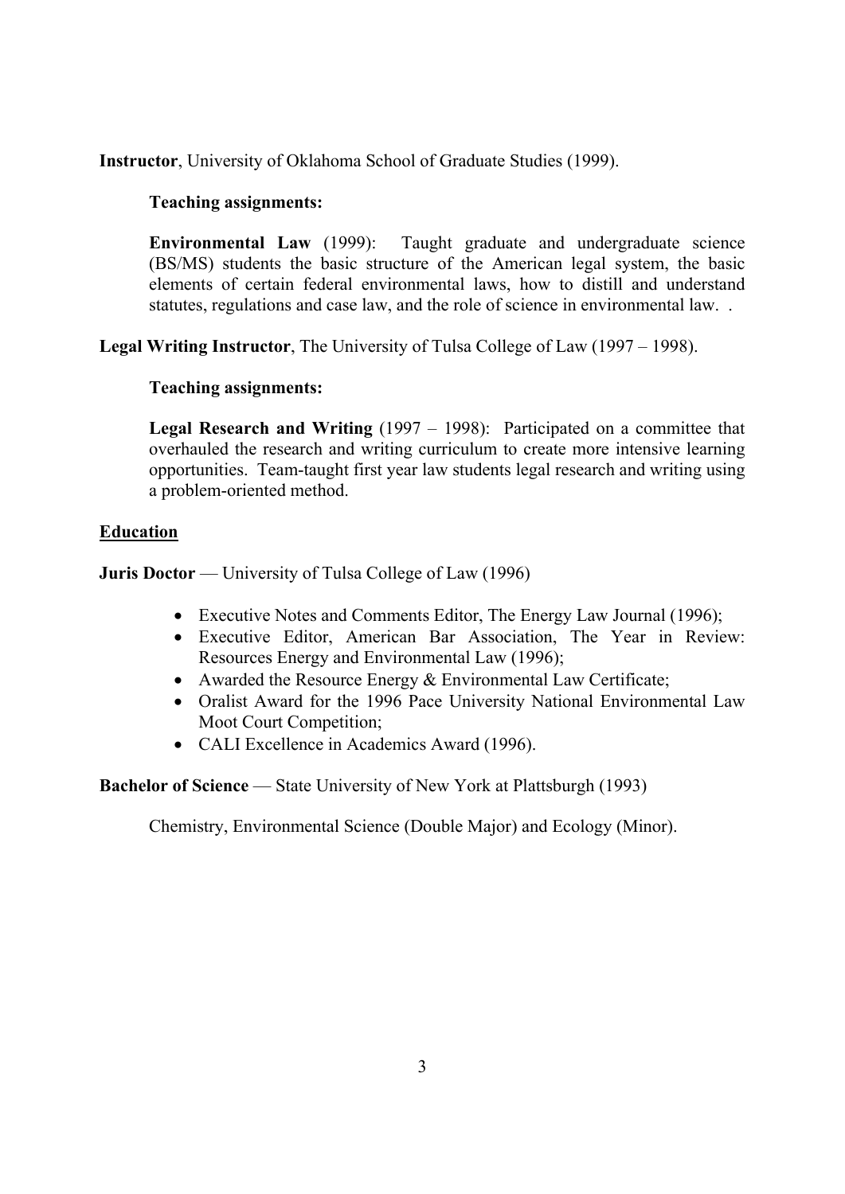**Instructor**, University of Oklahoma School of Graduate Studies (1999).

**Teaching assignments:**

**Environmental Law** (1999): Taught graduate and undergraduate science (BS/MS) students the basic structure of the American legal system, the basic elements of certain federal environmental laws, how to distill and understand statutes, regulations and case law, and the role of science in environmental law. .

**Legal Writing Instructor**, The University of Tulsa College of Law (1997 – 1998).

**Teaching assignments:**

**Legal Research and Writing** (1997 – 1998): Participated on a committee that overhauled the research and writing curriculum to create more intensive learning opportunities. Team-taught first year law students legal research and writing using a problem-oriented method.

## Education

**Juris Doctor** — University of Tulsa College of Law (1996)

- Executive Notes and Comments Editor, The Energy Law Journal (1996);
- Executive Editor, American Bar Association, The Year in Review: Resources Energy and Environmental Law (1996);
- Awarded the Resource Energy & Environmental Law Certificate;
- Oralist Award for the 1996 Pace University National Environmental Law Moot Court Competition;
- CALI Excellence in Academics Award (1996).

**Bachelor of Science** — State University of New York at Plattsburgh (1993)

Chemistry, Environmental Science (Double Major) and Ecology (Minor).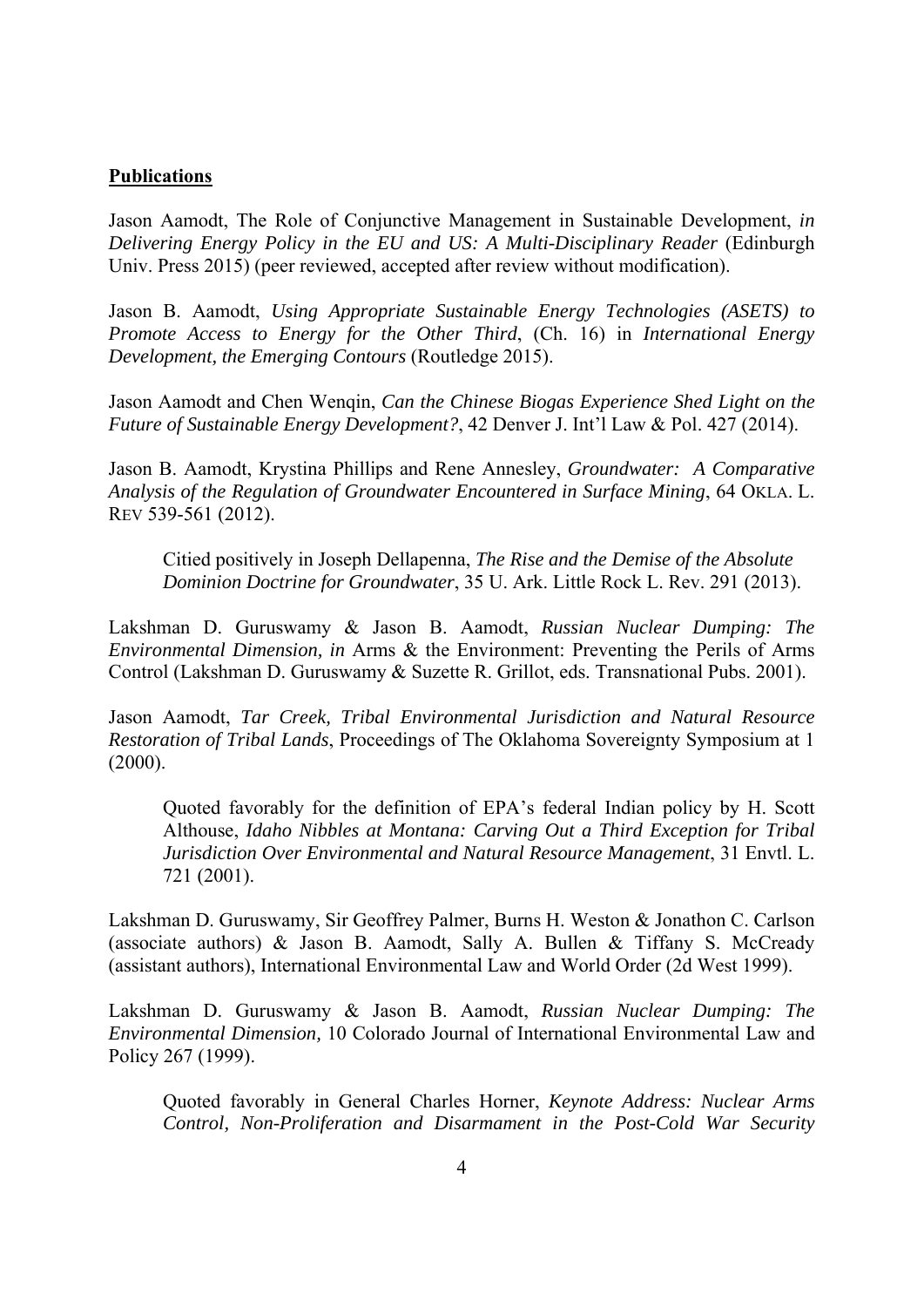**Publications**

Jason Aamodt, The Role of Conjunctive Management in Sustainable Development, *in Delivering Energy Policy in the EU and US: A Multi-Disciplinary Reader* (Edinburgh Univ. Press 2015) (peer reviewed, accepted after review without modification).

Jason B. Aamodt, *Using Appropriate Sustainable Energy Technologies (ASETS) to Promote Access to Energy for the Other Third*, (Ch. 16) in *International Energy Development, the Emerging Contours* (Routledge 2015).

Jason Aamodt and Chen Wenqin, *Can the Chinese Biogas Experience Shed Light on the Future of Sustainable Energy Development?*, 42 Denver J. Int'l Law & Pol. 427 (2014).

Jason B. Aamodt, Krystina Phillips and Rene Annesley, *Groundwater: A Comparative Analysis of the Regulation of Groundwater Encountered in Surface Mining*, 64 OKLA. L. REV 539-561 (2012).

> Citied positively in Joseph Dellapenna, *The Rise and the Demise of the Absolute Dominion Doctrine for Groundwater*, 35 U. Ark. Little Rock L. Rev. 291 (2013).

Lakshman D. Guruswamy & Jason B. Aamodt, *Russian Nuclear Dumping: The Environmental Dimension, in* Arms & the Environment: Preventing the Perils of Arms Control (Lakshman D. Guruswamy & Suzette R. Grillot, eds. Transnational Pubs. 2001).

Jason Aamodt, *Tar Creek, Tribal Environmental Jurisdiction and Natural Resource Restoration of Tribal Lands*, Proceedings of The Oklahoma Sovereignty Symposium at 1 (2000).

> Quoted favorably for the definition of EPA's federal Indian policy by H. Scott Althouse, *Idaho Nibbles at Montana: Carving Out a Third Exception for Tribal Jurisdiction Over Environmental and Natural Resource Management*, 31 Envtl. L. 721 (2001).

Lakshman D. Guruswamy, Sir Geoffrey Palmer, Burns H. Weston & Jonathon C. Carlson (associate authors) & Jason B. Aamodt, Sally A. Bullen & Tiffany S. McCready (assistant authors), International Environmental Law and World Order (2d West 1999).

Lakshman D. Guruswamy & Jason B. Aamodt, *Russian Nuclear Dumping: The Environmental Dimension,* 10 Colorado Journal of International Environmental Law and Policy 267 (1999).

> Quoted favorably in General Charles Horner, *Keynote Address: Nuclear Arms Control, Non-Proliferation and Disarmament in the Post-Cold War Security*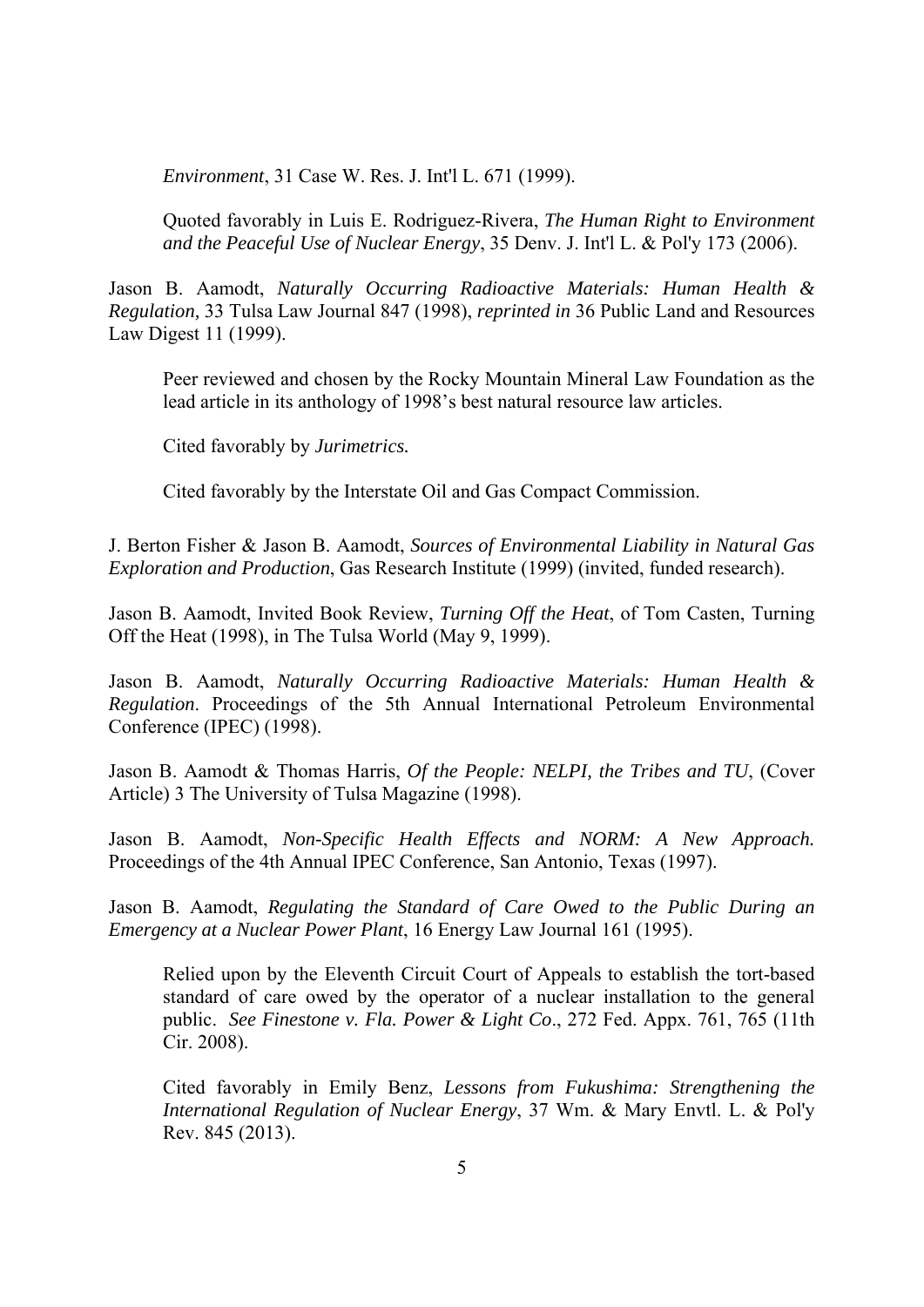*Environment*, 31 Case W. Res. J. Int'l L. 671 (1999).

> Quoted favorably in Luis E. Rodriguez-Rivera, *The Human Right to Environment and the Peaceful Use of Nuclear Energy*, 35 Denv. J. Int'l L. & Pol'y 173 (2006).

Jason B. Aamodt, *Naturally Occurring Radioactive Materials: Human Health & Regulation,* 33 Tulsa Law Journal 847 (1998), *reprinted in* 36 Public Land and Resources Law Digest 11 (1999).

> Peer reviewed and chosen by the Rocky Mountain Mineral Law Foundation as the lead article in its anthology of 1998's best natural resource law articles.
>
> Cited favorably by *Jurimetrics.*
>
> Cited favorably by the Interstate Oil and Gas Compact Commission.

J. Berton Fisher & Jason B. Aamodt, *Sources of Environmental Liability in Natural Gas Exploration and Production*, Gas Research Institute (1999) (invited, funded research).

Jason B. Aamodt, Invited Book Review, *Turning Off the Heat*, of Tom Casten, Turning Off the Heat (1998), in The Tulsa World (May 9, 1999).

Jason B. Aamodt, *Naturally Occurring Radioactive Materials: Human Health & Regulation*. Proceedings of the 5th Annual International Petroleum Environmental Conference (IPEC) (1998).

Jason B. Aamodt & Thomas Harris, *Of the People: NELPI, the Tribes and TU*, (Cover Article) 3 The University of Tulsa Magazine (1998).

Jason B. Aamodt, *Non-Specific Health Effects and NORM: A New Approach.* Proceedings of the 4th Annual IPEC Conference, San Antonio, Texas (1997).

Jason B. Aamodt, *Regulating the Standard of Care Owed to the Public During an Emergency at a Nuclear Power Plant*, 16 Energy Law Journal 161 (1995).

> Relied upon by the Eleventh Circuit Court of Appeals to establish the tort-based standard of care owed by the operator of a nuclear installation to the general public. *See Finestone v. Fla. Power & Light Co*., 272 Fed. Appx. 761, 765 (11th Cir. 2008).
>
> Cited favorably in Emily Benz, *Lessons from Fukushima: Strengthening the International Regulation of Nuclear Energy*, 37 Wm. & Mary Envtl. L. & Pol'y Rev. 845 (2013).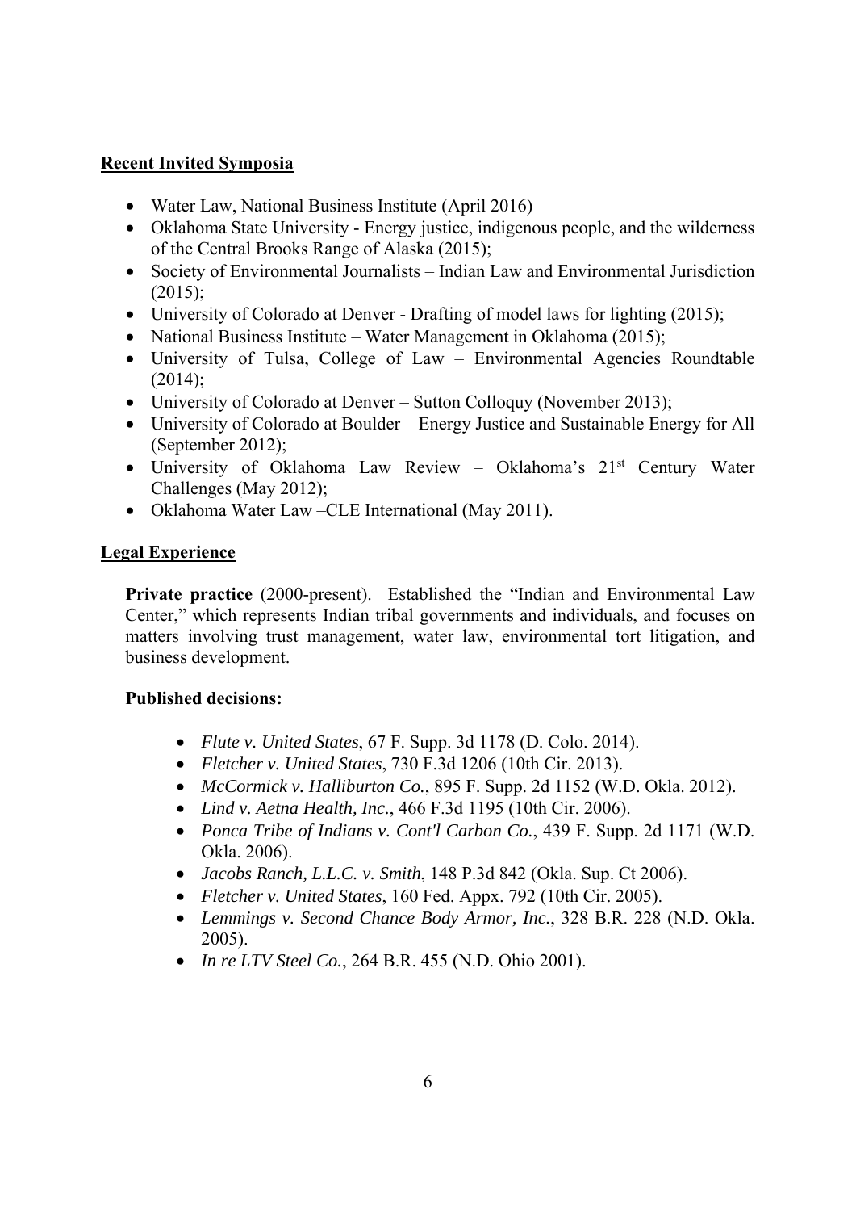## Recent Invited Symposia

- Water Law, National Business Institute (April 2016)
- Oklahoma State University - Energy justice, indigenous people, and the wilderness of the Central Brooks Range of Alaska (2015);
- Society of Environmental Journalists – Indian Law and Environmental Jurisdiction (2015);
- University of Colorado at Denver - Drafting of model laws for lighting (2015);
- National Business Institute – Water Management in Oklahoma (2015);
- University of Tulsa, College of Law – Environmental Agencies Roundtable (2014);
- University of Colorado at Denver – Sutton Colloquy (November 2013);
- University of Colorado at Boulder – Energy Justice and Sustainable Energy for All (September 2012);
- University of Oklahoma Law Review – Oklahoma's 21st Century Water Challenges (May 2012);
- Oklahoma Water Law –CLE International (May 2011).

## Legal Experience

**Private practice** (2000-present). Established the "Indian and Environmental Law Center," which represents Indian tribal governments and individuals, and focuses on matters involving trust management, water law, environmental tort litigation, and business development.

**Published decisions:**

- *Flute v. United States*, 67 F. Supp. 3d 1178 (D. Colo. 2014).
- *Fletcher v. United States*, 730 F.3d 1206 (10th Cir. 2013).
- *McCormick v. Halliburton Co.*, 895 F. Supp. 2d 1152 (W.D. Okla. 2012).
- *Lind v. Aetna Health, Inc.*, 466 F.3d 1195 (10th Cir. 2006).
- *Ponca Tribe of Indians v. Cont'l Carbon Co.*, 439 F. Supp. 2d 1171 (W.D. Okla. 2006).
- *Jacobs Ranch, L.L.C. v. Smith*, 148 P.3d 842 (Okla. Sup. Ct 2006).
- *Fletcher v. United States*, 160 Fed. Appx. 792 (10th Cir. 2005).
- *Lemmings v. Second Chance Body Armor, Inc.*, 328 B.R. 228 (N.D. Okla. 2005).
- *In re LTV Steel Co.*, 264 B.R. 455 (N.D. Ohio 2001).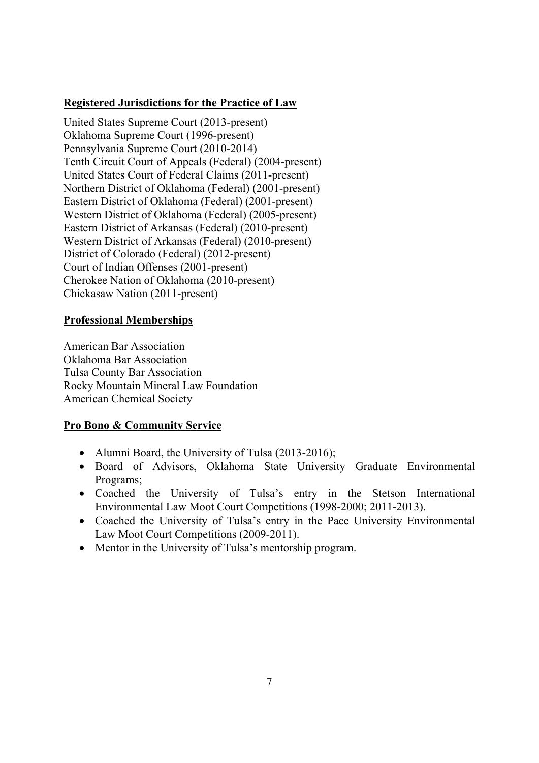## Registered Jurisdictions for the Practice of Law

United States Supreme Court (2013-present)
Oklahoma Supreme Court (1996-present)
Pennsylvania Supreme Court (2010-2014)
Tenth Circuit Court of Appeals (Federal) (2004-present)
United States Court of Federal Claims (2011-present)
Northern District of Oklahoma (Federal) (2001-present)
Eastern District of Oklahoma (Federal) (2001-present)
Western District of Oklahoma (Federal) (2005-present)
Eastern District of Arkansas (Federal) (2010-present)
Western District of Arkansas (Federal) (2010-present)
District of Colorado (Federal) (2012-present)
Court of Indian Offenses (2001-present)
Cherokee Nation of Oklahoma (2010-present)
Chickasaw Nation (2011-present)

## Professional Memberships

American Bar Association
Oklahoma Bar Association
Tulsa County Bar Association
Rocky Mountain Mineral Law Foundation
American Chemical Society

## Pro Bono & Community Service

- Alumni Board, the University of Tulsa (2013-2016);
- Board of Advisors, Oklahoma State University Graduate Environmental Programs;
- Coached the University of Tulsa's entry in the Stetson International Environmental Law Moot Court Competitions (1998-2000; 2011-2013).
- Coached the University of Tulsa's entry in the Pace University Environmental Law Moot Court Competitions (2009-2011).
- Mentor in the University of Tulsa's mentorship program.